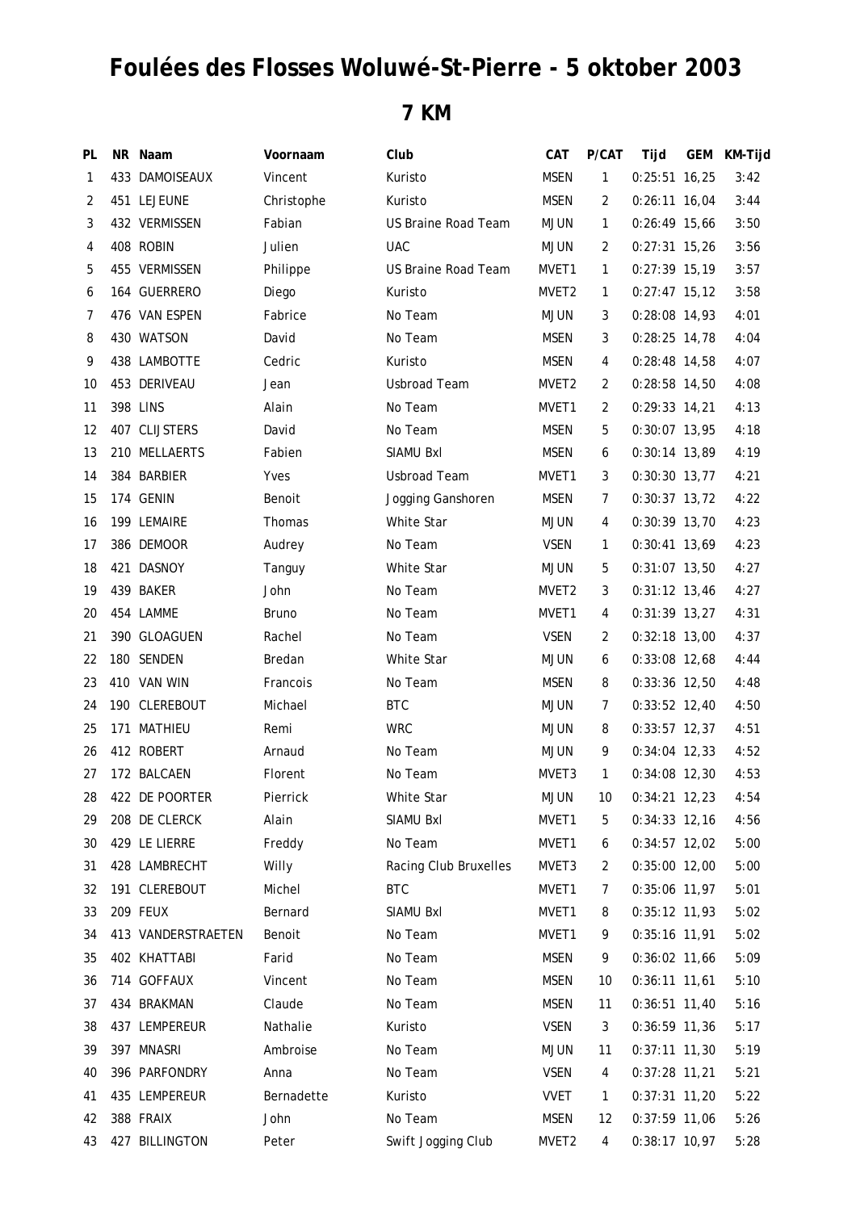# Foulées des Flosses Woluwé-St-Pierre - 5 oktober 2003

## 7 KM

| PL | NR | Naam | Voornaam | Club | CAT | P/CAT | Tijd | GEM | KM-Tijd |
|---|---|---|---|---|---|---|---|---|---|
| 1 | 433 | DAMOISEAUX | Vincent | Kuristo | MSEN | 1 | 0:25:51 | 16,25 | 3:42 |
| 2 | 451 | LEJEUNE | Christophe | Kuristo | MSEN | 2 | 0:26:11 | 16,04 | 3:44 |
| 3 | 432 | VERMISSEN | Fabian | US Braine Road Team | MJUN | 1 | 0:26:49 | 15,66 | 3:50 |
| 4 | 408 | ROBIN | Julien | UAC | MJUN | 2 | 0:27:31 | 15,26 | 3:56 |
| 5 | 455 | VERMISSEN | Philippe | US Braine Road Team | MVET1 | 1 | 0:27:39 | 15,19 | 3:57 |
| 6 | 164 | GUERRERO | Diego | Kuristo | MVET2 | 1 | 0:27:47 | 15,12 | 3:58 |
| 7 | 476 | VAN ESPEN | Fabrice | No Team | MJUN | 3 | 0:28:08 | 14,93 | 4:01 |
| 8 | 430 | WATSON | David | No Team | MSEN | 3 | 0:28:25 | 14,78 | 4:04 |
| 9 | 438 | LAMBOTTE | Cedric | Kuristo | MSEN | 4 | 0:28:48 | 14,58 | 4:07 |
| 10 | 453 | DERIVEAU | Jean | Usbroad Team | MVET2 | 2 | 0:28:58 | 14,50 | 4:08 |
| 11 | 398 | LINS | Alain | No Team | MVET1 | 2 | 0:29:33 | 14,21 | 4:13 |
| 12 | 407 | CLIJSTERS | David | No Team | MSEN | 5 | 0:30:07 | 13,95 | 4:18 |
| 13 | 210 | MELLAERTS | Fabien | SIAMU Bxl | MSEN | 6 | 0:30:14 | 13,89 | 4:19 |
| 14 | 384 | BARBIER | Yves | Usbroad Team | MVET1 | 3 | 0:30:30 | 13,77 | 4:21 |
| 15 | 174 | GENIN | Benoit | Jogging Ganshoren | MSEN | 7 | 0:30:37 | 13,72 | 4:22 |
| 16 | 199 | LEMAIRE | Thomas | White Star | MJUN | 4 | 0:30:39 | 13,70 | 4:23 |
| 17 | 386 | DEMOOR | Audrey | No Team | VSEN | 1 | 0:30:41 | 13,69 | 4:23 |
| 18 | 421 | DASNOY | Tanguy | White Star | MJUN | 5 | 0:31:07 | 13,50 | 4:27 |
| 19 | 439 | BAKER | John | No Team | MVET2 | 3 | 0:31:12 | 13,46 | 4:27 |
| 20 | 454 | LAMME | Bruno | No Team | MVET1 | 4 | 0:31:39 | 13,27 | 4:31 |
| 21 | 390 | GLOAGUEN | Rachel | No Team | VSEN | 2 | 0:32:18 | 13,00 | 4:37 |
| 22 | 180 | SENDEN | Bredan | White Star | MJUN | 6 | 0:33:08 | 12,68 | 4:44 |
| 23 | 410 | VAN WIN | Francois | No Team | MSEN | 8 | 0:33:36 | 12,50 | 4:48 |
| 24 | 190 | CLEREBOUT | Michael | BTC | MJUN | 7 | 0:33:52 | 12,40 | 4:50 |
| 25 | 171 | MATHIEU | Remi | WRC | MJUN | 8 | 0:33:57 | 12,37 | 4:51 |
| 26 | 412 | ROBERT | Arnaud | No Team | MJUN | 9 | 0:34:04 | 12,33 | 4:52 |
| 27 | 172 | BALCAEN | Florent | No Team | MVET3 | 1 | 0:34:08 | 12,30 | 4:53 |
| 28 | 422 | DE POORTER | Pierrick | White Star | MJUN | 10 | 0:34:21 | 12,23 | 4:54 |
| 29 | 208 | DE CLERCK | Alain | SIAMU Bxl | MVET1 | 5 | 0:34:33 | 12,16 | 4:56 |
| 30 | 429 | LE LIERRE | Freddy | No Team | MVET1 | 6 | 0:34:57 | 12,02 | 5:00 |
| 31 | 428 | LAMBRECHT | Willy | Racing Club Bruxelles | MVET3 | 2 | 0:35:00 | 12,00 | 5:00 |
| 32 | 191 | CLEREBOUT | Michel | BTC | MVET1 | 7 | 0:35:06 | 11,97 | 5:01 |
| 33 | 209 | FEUX | Bernard | SIAMU Bxl | MVET1 | 8 | 0:35:12 | 11,93 | 5:02 |
| 34 | 413 | VANDERSTRAETEN | Benoit | No Team | MVET1 | 9 | 0:35:16 | 11,91 | 5:02 |
| 35 | 402 | KHATTABI | Farid | No Team | MSEN | 9 | 0:36:02 | 11,66 | 5:09 |
| 36 | 714 | GOFFAUX | Vincent | No Team | MSEN | 10 | 0:36:11 | 11,61 | 5:10 |
| 37 | 434 | BRAKMAN | Claude | No Team | MSEN | 11 | 0:36:51 | 11,40 | 5:16 |
| 38 | 437 | LEMPEREUR | Nathalie | Kuristo | VSEN | 3 | 0:36:59 | 11,36 | 5:17 |
| 39 | 397 | MNASRI | Ambroise | No Team | MJUN | 11 | 0:37:11 | 11,30 | 5:19 |
| 40 | 396 | PARFONDRY | Anna | No Team | VSEN | 4 | 0:37:28 | 11,21 | 5:21 |
| 41 | 435 | LEMPEREUR | Bernadette | Kuristo | VVET | 1 | 0:37:31 | 11,20 | 5:22 |
| 42 | 388 | FRAIX | John | No Team | MSEN | 12 | 0:37:59 | 11,06 | 5:26 |
| 43 | 427 | BILLINGTON | Peter | Swift Jogging Club | MVET2 | 4 | 0:38:17 | 10,97 | 5:28 |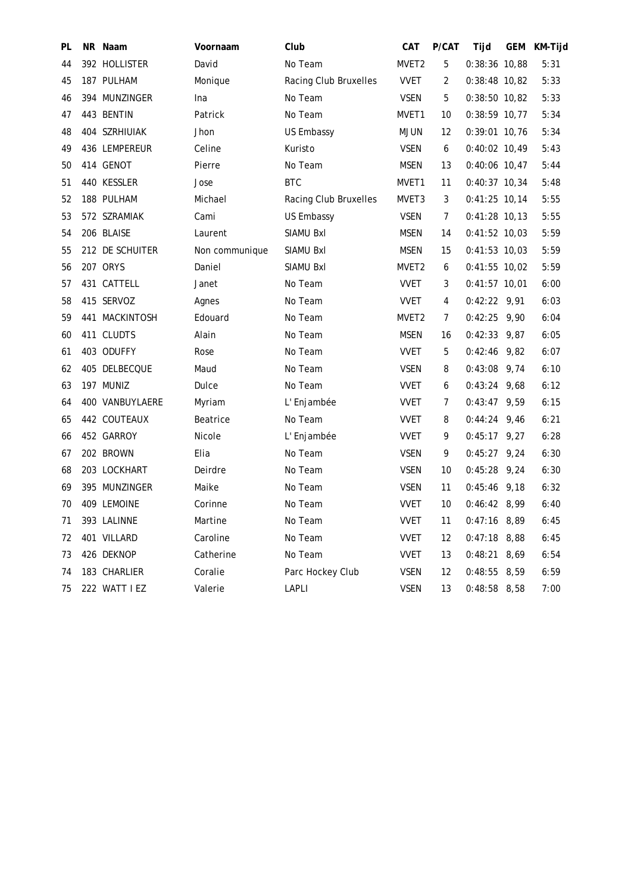| PL | NR | Naam | Voornaam | Club | CAT | P/CAT | Tijd | GEM | KM-Tijd |
|---|---|---|---|---|---|---|---|---|---|
| 44 | 392 | HOLLISTER | David | No Team | MVET2 | 5 | 0:38:36 | 10,88 | 5:31 |
| 45 | 187 | PULHAM | Monique | Racing Club Bruxelles | VVET | 2 | 0:38:48 | 10,82 | 5:33 |
| 46 | 394 | MUNZINGER | Ina | No Team | VSEN | 5 | 0:38:50 | 10,82 | 5:33 |
| 47 | 443 | BENTIN | Patrick | No Team | MVET1 | 10 | 0:38:59 | 10,77 | 5:34 |
| 48 | 404 | SZRHIUIAK | Jhon | US Embassy | MJUN | 12 | 0:39:01 | 10,76 | 5:34 |
| 49 | 436 | LEMPEREUR | Celine | Kuristo | VSEN | 6 | 0:40:02 | 10,49 | 5:43 |
| 50 | 414 | GENOT | Pierre | No Team | MSEN | 13 | 0:40:06 | 10,47 | 5:44 |
| 51 | 440 | KESSLER | Jose | BTC | MVET1 | 11 | 0:40:37 | 10,34 | 5:48 |
| 52 | 188 | PULHAM | Michael | Racing Club Bruxelles | MVET3 | 3 | 0:41:25 | 10,14 | 5:55 |
| 53 | 572 | SZRAMIAK | Cami | US Embassy | VSEN | 7 | 0:41:28 | 10,13 | 5:55 |
| 54 | 206 | BLAISE | Laurent | SIAMU Bxl | MSEN | 14 | 0:41:52 | 10,03 | 5:59 |
| 55 | 212 | DE SCHUITER | Non communique | SIAMU Bxl | MSEN | 15 | 0:41:53 | 10,03 | 5:59 |
| 56 | 207 | ORYS | Daniel | SIAMU Bxl | MVET2 | 6 | 0:41:55 | 10,02 | 5:59 |
| 57 | 431 | CATTELL | Janet | No Team | VVET | 3 | 0:41:57 | 10,01 | 6:00 |
| 58 | 415 | SERVOZ | Agnes | No Team | VVET | 4 | 0:42:22 | 9,91 | 6:03 |
| 59 | 441 | MACKINTOSH | Edouard | No Team | MVET2 | 7 | 0:42:25 | 9,90 | 6:04 |
| 60 | 411 | CLUDTS | Alain | No Team | MSEN | 16 | 0:42:33 | 9,87 | 6:05 |
| 61 | 403 | ODUFFY | Rose | No Team | VVET | 5 | 0:42:46 | 9,82 | 6:07 |
| 62 | 405 | DELBECQUE | Maud | No Team | VSEN | 8 | 0:43:08 | 9,74 | 6:10 |
| 63 | 197 | MUNIZ | Dulce | No Team | VVET | 6 | 0:43:24 | 9,68 | 6:12 |
| 64 | 400 | VANBUYLAERE | Myriam | L' Enjambée | VVET | 7 | 0:43:47 | 9,59 | 6:15 |
| 65 | 442 | COUTEAUX | Beatrice | No Team | VVET | 8 | 0:44:24 | 9,46 | 6:21 |
| 66 | 452 | GARROY | Nicole | L' Enjambée | VVET | 9 | 0:45:17 | 9,27 | 6:28 |
| 67 | 202 | BROWN | Elia | No Team | VSEN | 9 | 0:45:27 | 9,24 | 6:30 |
| 68 | 203 | LOCKHART | Deirdre | No Team | VSEN | 10 | 0:45:28 | 9,24 | 6:30 |
| 69 | 395 | MUNZINGER | Maike | No Team | VSEN | 11 | 0:45:46 | 9,18 | 6:32 |
| 70 | 409 | LEMOINE | Corinne | No Team | VVET | 10 | 0:46:42 | 8,99 | 6:40 |
| 71 | 393 | LALINNE | Martine | No Team | VVET | 11 | 0:47:16 | 8,89 | 6:45 |
| 72 | 401 | VILLARD | Caroline | No Team | VVET | 12 | 0:47:18 | 8,88 | 6:45 |
| 73 | 426 | DEKNOP | Catherine | No Team | VVET | 13 | 0:48:21 | 8,69 | 6:54 |
| 74 | 183 | CHARLIER | Coralie | Parc Hockey Club | VSEN | 12 | 0:48:55 | 8,59 | 6:59 |
| 75 | 222 | WATT I EZ | Valerie | LAPLI | VSEN | 13 | 0:48:58 | 8,58 | 7:00 |